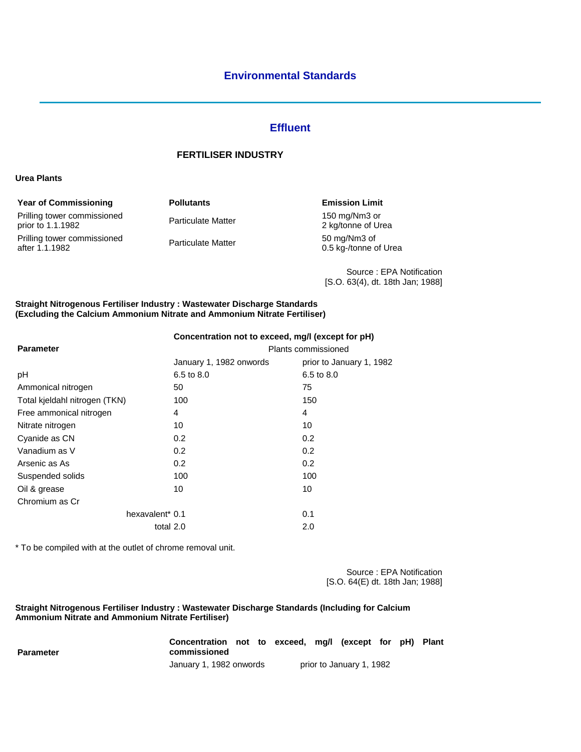# Environmental Standards

## Effluent

### FERTILISER INDUSTRY

**Urea Plants**

| Year of Commissioning | Pollutants | Emission Limit |
|---|---|---|
| Prilling tower commissioned prior to 1.1.1982 | Particulate Matter | 150 mg/Nm3 or 2 kg/tonne of Urea |
| Prilling tower commissioned after 1.1.1982 | Particulate Matter | 50 mg/Nm3 of 0.5 kg-/tonne of Urea |

Source : EPA Notification
[S.O. 63(4), dt. 18th Jan; 1988]

**Straight Nitrogenous Fertiliser Industry : Wastewater Discharge Standards (Excluding the Calcium Ammonium Nitrate and Ammonium Nitrate Fertiliser)**

| Parameter | Concentration not to exceed, mg/l (except for pH) Plants commissioned | |
|---|---|---|
| | January 1, 1982 onwords | prior to January 1, 1982 |
| pH | 6.5 to 8.0 | 6.5 to 8.0 |
| Ammonical nitrogen | 50 | 75 |
| Total kjeldahl nitrogen (TKN) | 100 | 150 |
| Free ammonical nitrogen | 4 | 4 |
| Nitrate nitrogen | 10 | 10 |
| Cyanide as CN | 0.2 | 0.2 |
| Vanadium as V | 0.2 | 0.2 |
| Arsenic as As | 0.2 | 0.2 |
| Suspended solids | 100 | 100 |
| Oil & grease | 10 | 10 |
| Chromium as Cr | | |
| hexavalent* | 0.1 | 0.1 |
| total | 2.0 | 2.0 |

* To be compiled with at the outlet of chrome removal unit.

Source : EPA Notification
[S.O. 64(E) dt. 18th Jan; 1988]

**Straight Nitrogenous Fertiliser Industry : Wastewater Discharge Standards (Including for Calcium Ammonium Nitrate and Ammonium Nitrate Fertiliser)**

| Parameter | Concentration not to exceed, mg/l (except for pH) Plant commissioned | |
|---|---|---|
| | January 1, 1982 onwords | prior to January 1, 1982 |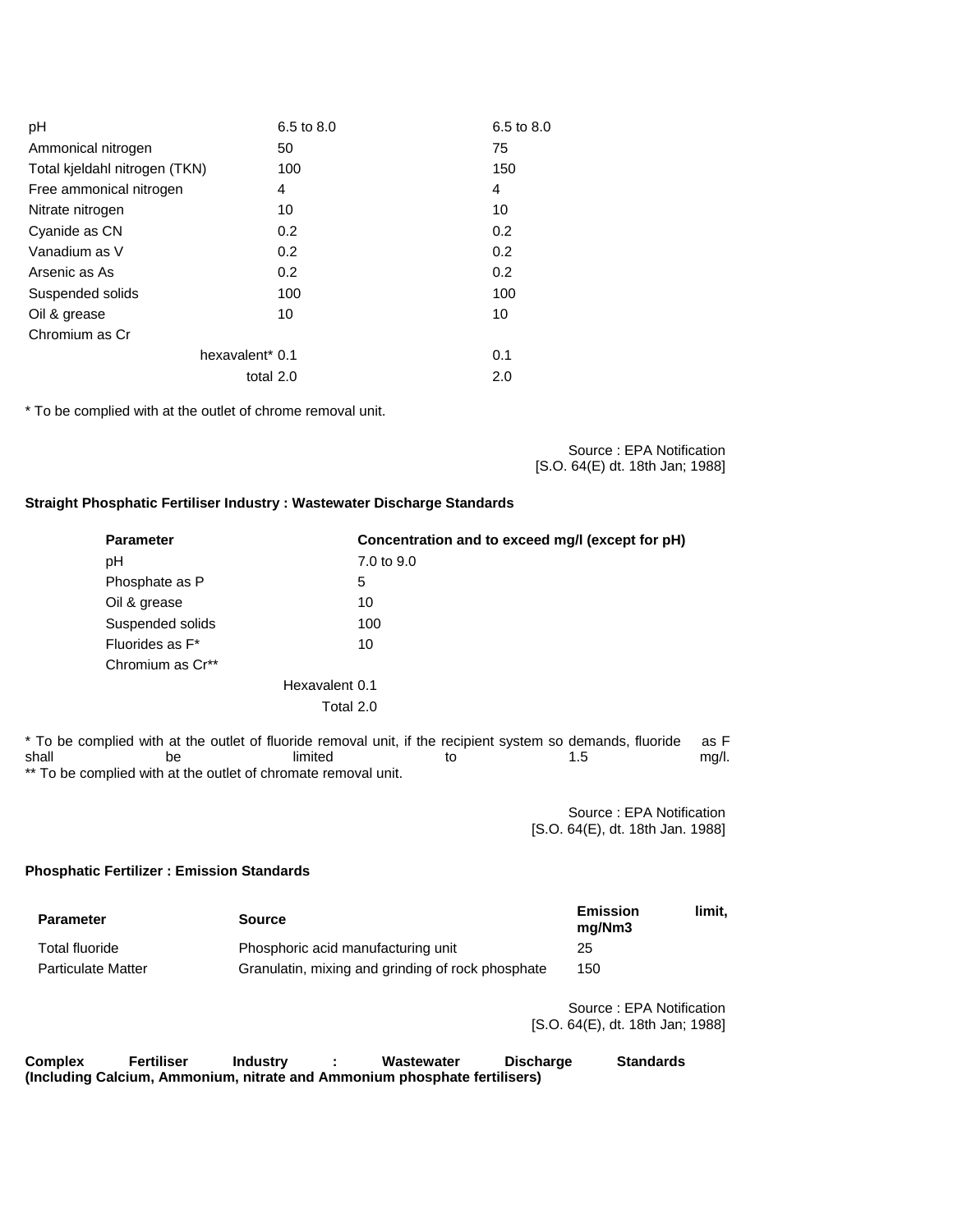| | | |
|---|---|---|
| pH | 6.5 to 8.0 | 6.5 to 8.0 |
| Ammonical nitrogen | 50 | 75 |
| Total kjeldahl nitrogen (TKN) | 100 | 150 |
| Free ammonical nitrogen | 4 | 4 |
| Nitrate nitrogen | 10 | 10 |
| Cyanide as CN | 0.2 | 0.2 |
| Vanadium as V | 0.2 | 0.2 |
| Arsenic as As | 0.2 | 0.2 |
| Suspended solids | 100 | 100 |
| Oil & grease | 10 | 10 |
| Chromium as Cr | | |
| hexavalent* | 0.1 | 0.1 |
| total | 2.0 | 2.0 |

* To be complied with at the outlet of chrome removal unit.

Source : EPA Notification
[S.O. 64(E) dt. 18th Jan; 1988]

**Straight Phosphatic Fertiliser Industry : Wastewater Discharge Standards**

| Parameter | Concentration and to exceed mg/l (except for pH) |
|---|---|
| pH | 7.0 to 9.0 |
| Phosphate as P | 5 |
| Oil & grease | 10 |
| Suspended solids | 100 |
| Fluorides as F* | 10 |
| Chromium as Cr** | |
| Hexavalent | 0.1 |
| Total | 2.0 |

* To be complied with at the outlet of fluoride removal unit, if the recipient system so demands, fluoride as F shall be limited to 1.5 mg/l.
** To be complied with at the outlet of chromate removal unit.

Source : EPA Notification
[S.O. 64(E), dt. 18th Jan. 1988]

**Phosphatic Fertilizer : Emission Standards**

| Parameter | Source | Emission limit, mg/Nm3 |
|---|---|---|
| Total fluoride | Phosphoric acid manufacturing unit | 25 |
| Particulate Matter | Granulatin, mixing and grinding of rock phosphate | 150 |

Source : EPA Notification
[S.O. 64(E), dt. 18th Jan; 1988]

**Complex Fertiliser Industry : Wastewater Discharge Standards (Including Calcium, Ammonium, nitrate and Ammonium phosphate fertilisers)**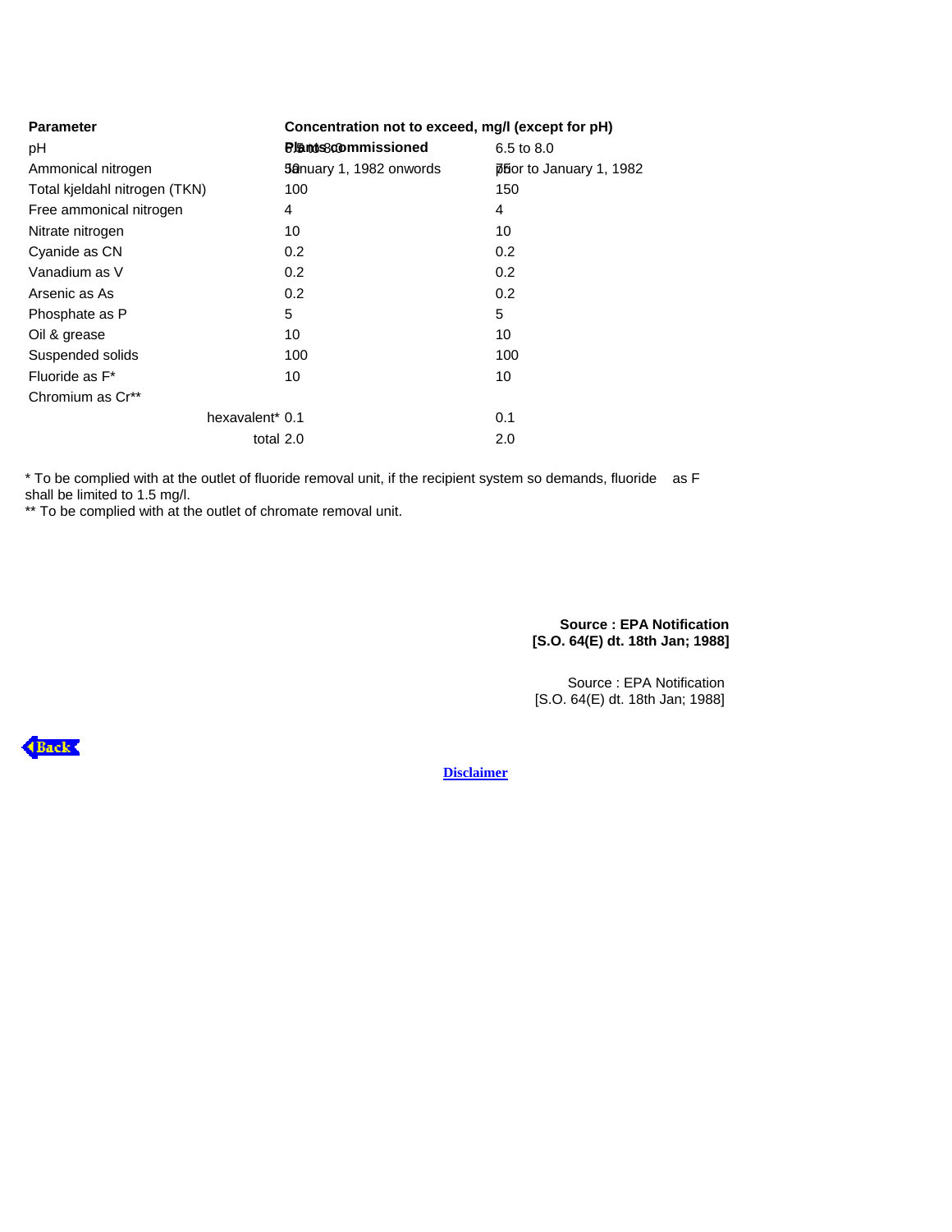| Parameter | Concentration not to exceed, mg/l (except for pH) | |
|---|---|---|
| | Plants commissioned January 1, 1982 onwords | prior to January 1, 1982 |
| pH | 6.5 to 8.0 | 6.5 to 8.0 |
| Ammonical nitrogen | 50 | 75 |
| Total kjeldahl nitrogen (TKN) | 100 | 150 |
| Free ammonical nitrogen | 4 | 4 |
| Nitrate nitrogen | 10 | 10 |
| Cyanide as CN | 0.2 | 0.2 |
| Vanadium as V | 0.2 | 0.2 |
| Arsenic as As | 0.2 | 0.2 |
| Phosphate as P | 5 | 5 |
| Oil & grease | 10 | 10 |
| Suspended solids | 100 | 100 |
| Fluoride as F* | 10 | 10 |
| Chromium as Cr** | | |
| hexavalent* | 0.1 | 0.1 |
| total | 2.0 | 2.0 |

* To be complied with at the outlet of fluoride removal unit, if the recipient system so demands, fluoride as F shall be limited to 1.5 mg/l.

** To be complied with at the outlet of chromate removal unit.

**Source : EPA Notification**
**[S.O. 64(E) dt. 18th Jan; 1988]**

Source : EPA Notification
[S.O. 64(E) dt. 18th Jan; 1988]

Disclaimer